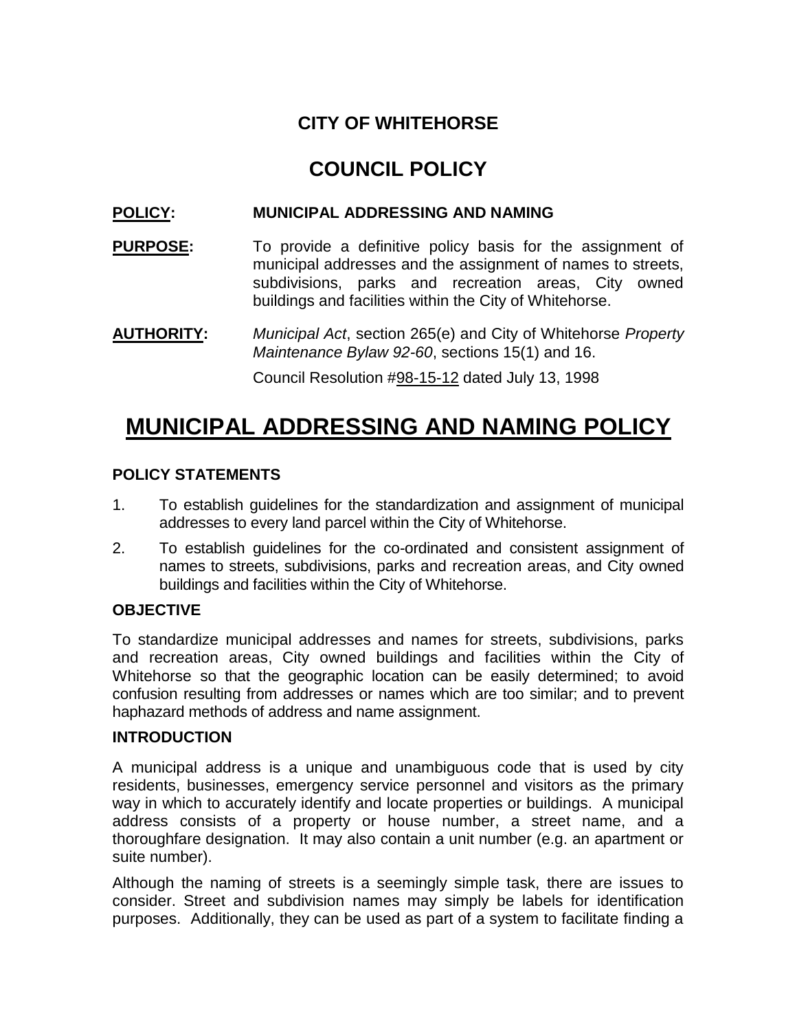# CITY OF WHITEHORSE

# COUNCIL POLICY

**POLICY:** **MUNICIPAL ADDRESSING AND NAMING**

**PURPOSE:** To provide a definitive policy basis for the assignment of municipal addresses and the assignment of names to streets, subdivisions, parks and recreation areas, City owned buildings and facilities within the City of Whitehorse.

**AUTHORITY:** *Municipal Act*, section 265(e) and City of Whitehorse *Property Maintenance Bylaw 92-60*, sections 15(1) and 16.

Council Resolution #98-15-12 dated July 13, 1998

# MUNICIPAL ADDRESSING AND NAMING POLICY

### POLICY STATEMENTS

1. To establish guidelines for the standardization and assignment of municipal addresses to every land parcel within the City of Whitehorse.
2. To establish guidelines for the co-ordinated and consistent assignment of names to streets, subdivisions, parks and recreation areas, and City owned buildings and facilities within the City of Whitehorse.

### OBJECTIVE

To standardize municipal addresses and names for streets, subdivisions, parks and recreation areas, City owned buildings and facilities within the City of Whitehorse so that the geographic location can be easily determined; to avoid confusion resulting from addresses or names which are too similar; and to prevent haphazard methods of address and name assignment.

### INTRODUCTION

A municipal address is a unique and unambiguous code that is used by city residents, businesses, emergency service personnel and visitors as the primary way in which to accurately identify and locate properties or buildings. A municipal address consists of a property or house number, a street name, and a thoroughfare designation. It may also contain a unit number (e.g. an apartment or suite number).

Although the naming of streets is a seemingly simple task, there are issues to consider. Street and subdivision names may simply be labels for identification purposes. Additionally, they can be used as part of a system to facilitate finding a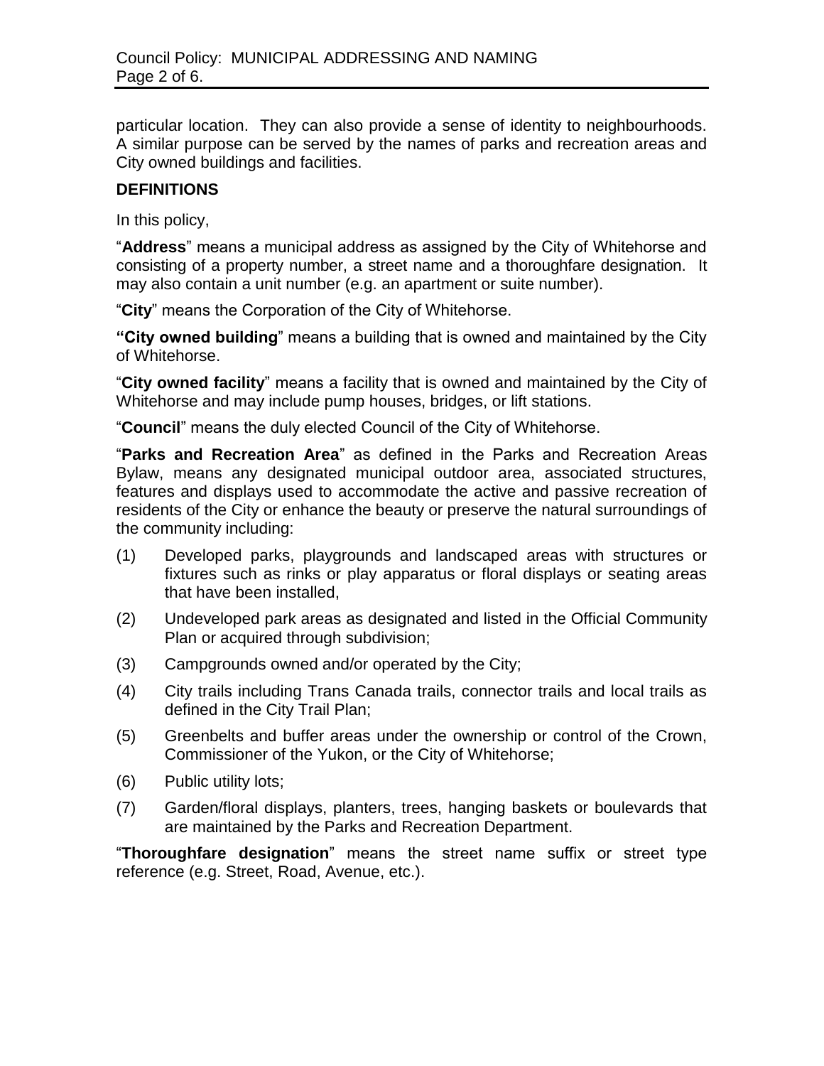particular location. They can also provide a sense of identity to neighbourhoods. A similar purpose can be served by the names of parks and recreation areas and City owned buildings and facilities.

## DEFINITIONS

In this policy,

"**Address**" means a municipal address as assigned by the City of Whitehorse and consisting of a property number, a street name and a thoroughfare designation. It may also contain a unit number (e.g. an apartment or suite number).

"**City**" means the Corporation of the City of Whitehorse.

**"City owned building**" means a building that is owned and maintained by the City of Whitehorse.

"**City owned facility**" means a facility that is owned and maintained by the City of Whitehorse and may include pump houses, bridges, or lift stations.

"**Council**" means the duly elected Council of the City of Whitehorse.

"**Parks and Recreation Area**" as defined in the Parks and Recreation Areas Bylaw, means any designated municipal outdoor area, associated structures, features and displays used to accommodate the active and passive recreation of residents of the City or enhance the beauty or preserve the natural surroundings of the community including:

(1) Developed parks, playgrounds and landscaped areas with structures or fixtures such as rinks or play apparatus or floral displays or seating areas that have been installed,

(2) Undeveloped park areas as designated and listed in the Official Community Plan or acquired through subdivision;

(3) Campgrounds owned and/or operated by the City;

(4) City trails including Trans Canada trails, connector trails and local trails as defined in the City Trail Plan;

(5) Greenbelts and buffer areas under the ownership or control of the Crown, Commissioner of the Yukon, or the City of Whitehorse;

(6) Public utility lots;

(7) Garden/floral displays, planters, trees, hanging baskets or boulevards that are maintained by the Parks and Recreation Department.

"**Thoroughfare designation**" means the street name suffix or street type reference (e.g. Street, Road, Avenue, etc.).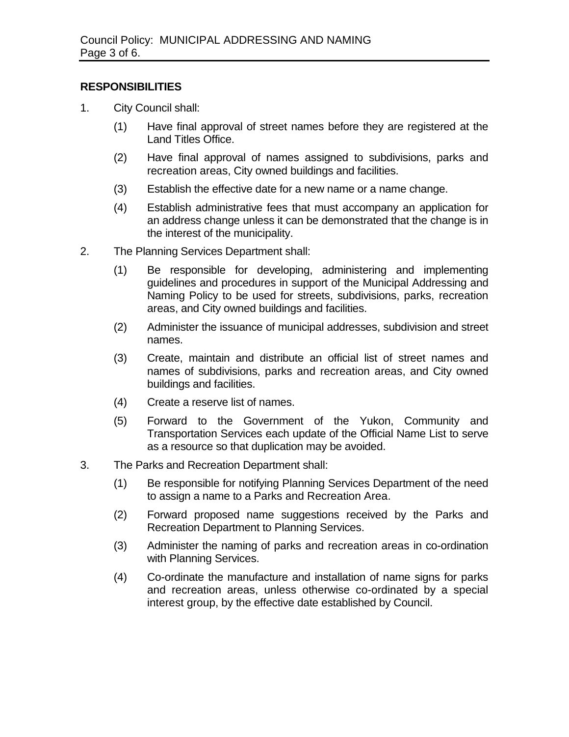## RESPONSIBILITIES

1. City Council shall:

   (1) Have final approval of street names before they are registered at the Land Titles Office.

   (2) Have final approval of names assigned to subdivisions, parks and recreation areas, City owned buildings and facilities.

   (3) Establish the effective date for a new name or a name change.

   (4) Establish administrative fees that must accompany an application for an address change unless it can be demonstrated that the change is in the interest of the municipality.

2. The Planning Services Department shall:

   (1) Be responsible for developing, administering and implementing guidelines and procedures in support of the Municipal Addressing and Naming Policy to be used for streets, subdivisions, parks, recreation areas, and City owned buildings and facilities.

   (2) Administer the issuance of municipal addresses, subdivision and street names.

   (3) Create, maintain and distribute an official list of street names and names of subdivisions, parks and recreation areas, and City owned buildings and facilities.

   (4) Create a reserve list of names.

   (5) Forward to the Government of the Yukon, Community and Transportation Services each update of the Official Name List to serve as a resource so that duplication may be avoided.

3. The Parks and Recreation Department shall:

   (1) Be responsible for notifying Planning Services Department of the need to assign a name to a Parks and Recreation Area.

   (2) Forward proposed name suggestions received by the Parks and Recreation Department to Planning Services.

   (3) Administer the naming of parks and recreation areas in co-ordination with Planning Services.

   (4) Co-ordinate the manufacture and installation of name signs for parks and recreation areas, unless otherwise co-ordinated by a special interest group, by the effective date established by Council.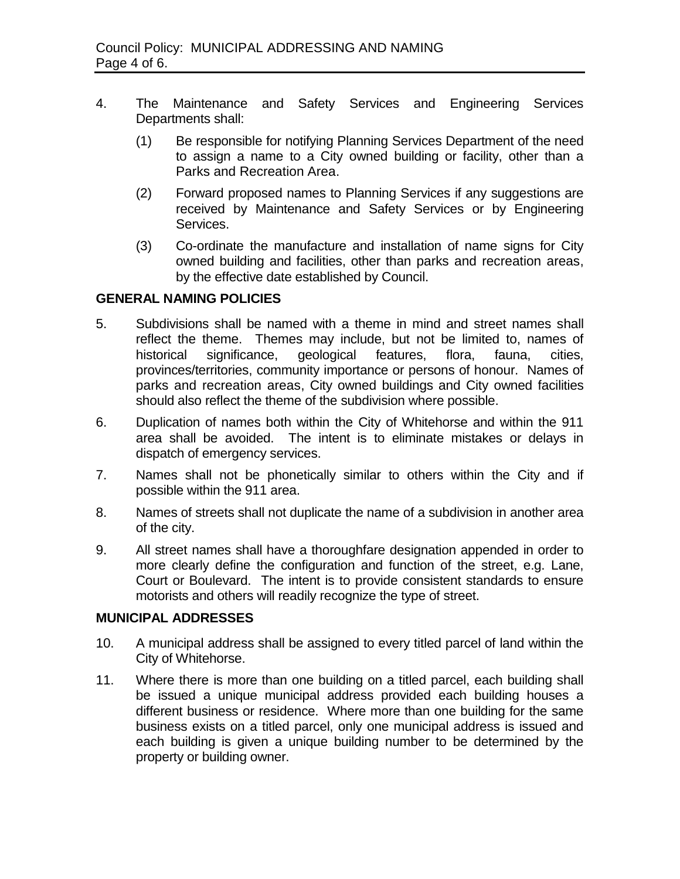4. The Maintenance and Safety Services and Engineering Services Departments shall:

   (1) Be responsible for notifying Planning Services Department of the need to assign a name to a City owned building or facility, other than a Parks and Recreation Area.

   (2) Forward proposed names to Planning Services if any suggestions are received by Maintenance and Safety Services or by Engineering Services.

   (3) Co-ordinate the manufacture and installation of name signs for City owned building and facilities, other than parks and recreation areas, by the effective date established by Council.

**GENERAL NAMING POLICIES**

5. Subdivisions shall be named with a theme in mind and street names shall reflect the theme. Themes may include, but not be limited to, names of historical significance, geological features, flora, fauna, cities, provinces/territories, community importance or persons of honour. Names of parks and recreation areas, City owned buildings and City owned facilities should also reflect the theme of the subdivision where possible.

6. Duplication of names both within the City of Whitehorse and within the 911 area shall be avoided. The intent is to eliminate mistakes or delays in dispatch of emergency services.

7. Names shall not be phonetically similar to others within the City and if possible within the 911 area.

8. Names of streets shall not duplicate the name of a subdivision in another area of the city.

9. All street names shall have a thoroughfare designation appended in order to more clearly define the configuration and function of the street, e.g. Lane, Court or Boulevard. The intent is to provide consistent standards to ensure motorists and others will readily recognize the type of street.

**MUNICIPAL ADDRESSES**

10. A municipal address shall be assigned to every titled parcel of land within the City of Whitehorse.

11. Where there is more than one building on a titled parcel, each building shall be issued a unique municipal address provided each building houses a different business or residence. Where more than one building for the same business exists on a titled parcel, only one municipal address is issued and each building is given a unique building number to be determined by the property or building owner.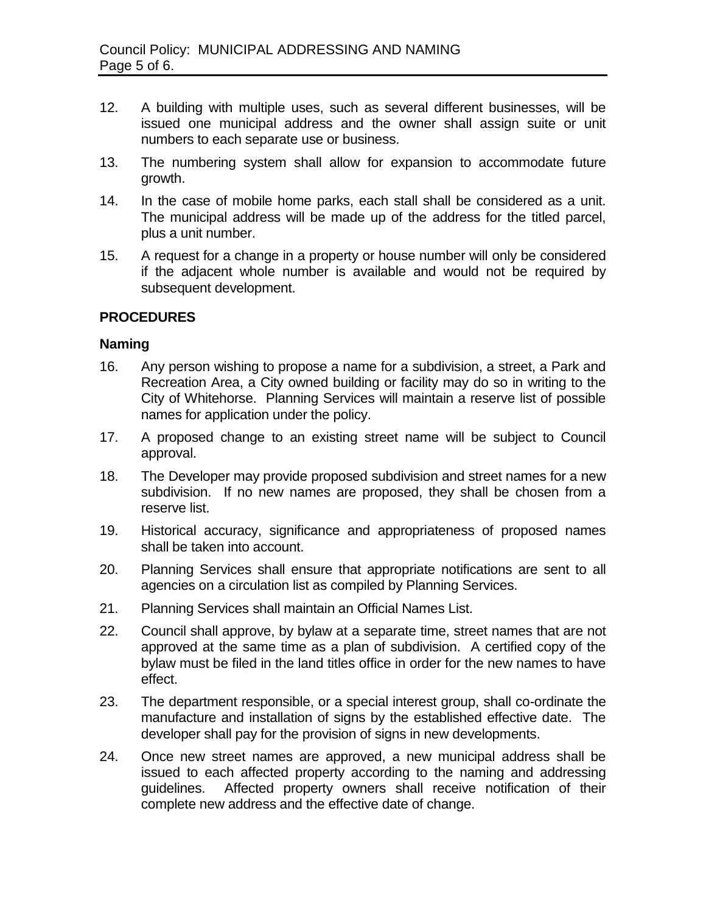12. A building with multiple uses, such as several different businesses, will be issued one municipal address and the owner shall assign suite or unit numbers to each separate use or business.

13. The numbering system shall allow for expansion to accommodate future growth.

14. In the case of mobile home parks, each stall shall be considered as a unit. The municipal address will be made up of the address for the titled parcel, plus a unit number.

15. A request for a change in a property or house number will only be considered if the adjacent whole number is available and would not be required by subsequent development.

## PROCEDURES

### Naming

16. Any person wishing to propose a name for a subdivision, a street, a Park and Recreation Area, a City owned building or facility may do so in writing to the City of Whitehorse. Planning Services will maintain a reserve list of possible names for application under the policy.

17. A proposed change to an existing street name will be subject to Council approval.

18. The Developer may provide proposed subdivision and street names for a new subdivision. If no new names are proposed, they shall be chosen from a reserve list.

19. Historical accuracy, significance and appropriateness of proposed names shall be taken into account.

20. Planning Services shall ensure that appropriate notifications are sent to all agencies on a circulation list as compiled by Planning Services.

21. Planning Services shall maintain an Official Names List.

22. Council shall approve, by bylaw at a separate time, street names that are not approved at the same time as a plan of subdivision. A certified copy of the bylaw must be filed in the land titles office in order for the new names to have effect.

23. The department responsible, or a special interest group, shall co-ordinate the manufacture and installation of signs by the established effective date. The developer shall pay for the provision of signs in new developments.

24. Once new street names are approved, a new municipal address shall be issued to each affected property according to the naming and addressing guidelines. Affected property owners shall receive notification of their complete new address and the effective date of change.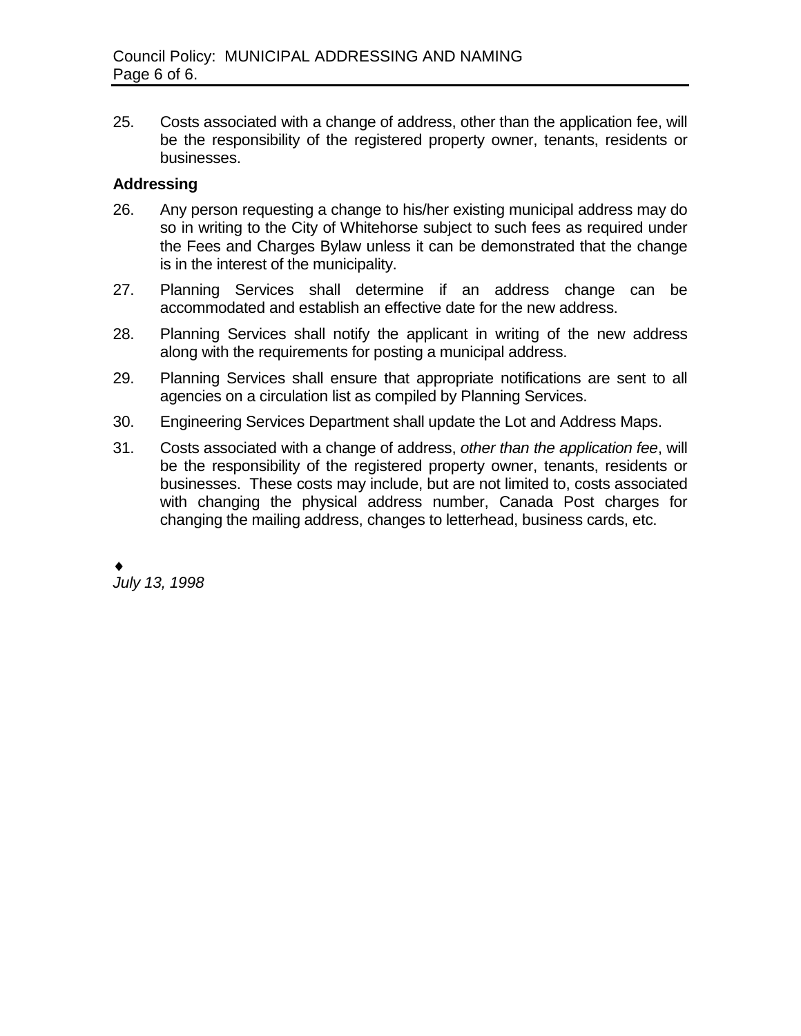25. Costs associated with a change of address, other than the application fee, will be the responsibility of the registered property owner, tenants, residents or businesses.

**Addressing**

26. Any person requesting a change to his/her existing municipal address may do so in writing to the City of Whitehorse subject to such fees as required under the Fees and Charges Bylaw unless it can be demonstrated that the change is in the interest of the municipality.

27. Planning Services shall determine if an address change can be accommodated and establish an effective date for the new address.

28. Planning Services shall notify the applicant in writing of the new address along with the requirements for posting a municipal address.

29. Planning Services shall ensure that appropriate notifications are sent to all agencies on a circulation list as compiled by Planning Services.

30. Engineering Services Department shall update the Lot and Address Maps.

31. Costs associated with a change of address, *other than the application fee*, will be the responsibility of the registered property owner, tenants, residents or businesses. These costs may include, but are not limited to, costs associated with changing the physical address number, Canada Post charges for changing the mailing address, changes to letterhead, business cards, etc.

♦
*July 13, 1998*